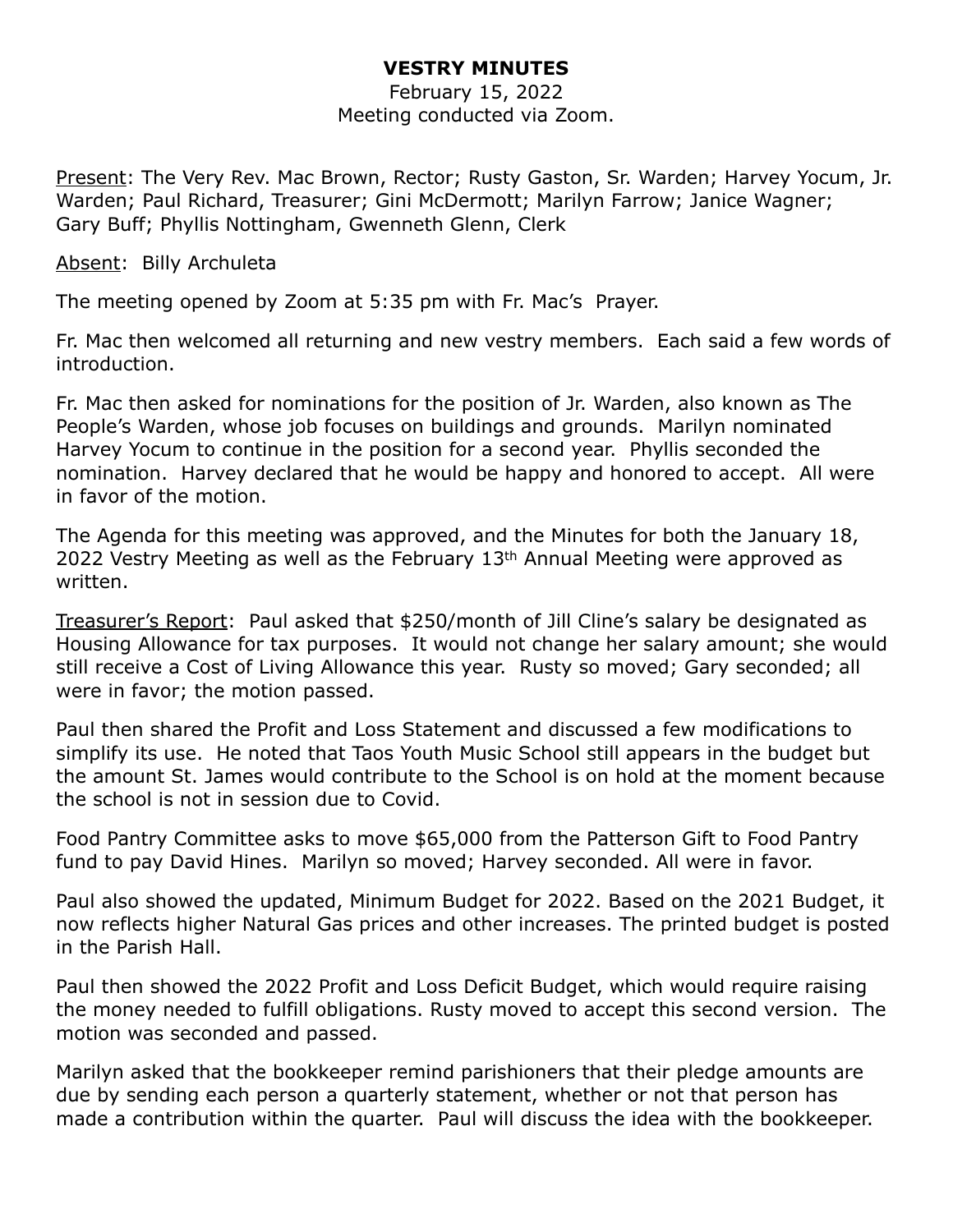# VESTRY MINUTES

February 15, 2022
Meeting conducted via Zoom.

Present: The Very Rev. Mac Brown, Rector; Rusty Gaston, Sr. Warden; Harvey Yocum, Jr. Warden; Paul Richard, Treasurer; Gini McDermott; Marilyn Farrow; Janice Wagner; Gary Buff; Phyllis Nottingham, Gwenneth Glenn, Clerk

Absent: Billy Archuleta

The meeting opened by Zoom at 5:35 pm with Fr. Mac's Prayer.

Fr. Mac then welcomed all returning and new vestry members. Each said a few words of introduction.

Fr. Mac then asked for nominations for the position of Jr. Warden, also known as The People's Warden, whose job focuses on buildings and grounds. Marilyn nominated Harvey Yocum to continue in the position for a second year. Phyllis seconded the nomination. Harvey declared that he would be happy and honored to accept. All were in favor of the motion.

The Agenda for this meeting was approved, and the Minutes for both the January 18, 2022 Vestry Meeting as well as the February 13th Annual Meeting were approved as written.

Treasurer's Report: Paul asked that $250/month of Jill Cline's salary be designated as Housing Allowance for tax purposes. It would not change her salary amount; she would still receive a Cost of Living Allowance this year. Rusty so moved; Gary seconded; all were in favor; the motion passed.

Paul then shared the Profit and Loss Statement and discussed a few modifications to simplify its use. He noted that Taos Youth Music School still appears in the budget but the amount St. James would contribute to the School is on hold at the moment because the school is not in session due to Covid.

Food Pantry Committee asks to move $65,000 from the Patterson Gift to Food Pantry fund to pay David Hines. Marilyn so moved; Harvey seconded. All were in favor.

Paul also showed the updated, Minimum Budget for 2022. Based on the 2021 Budget, it now reflects higher Natural Gas prices and other increases. The printed budget is posted in the Parish Hall.

Paul then showed the 2022 Profit and Loss Deficit Budget, which would require raising the money needed to fulfill obligations. Rusty moved to accept this second version. The motion was seconded and passed.

Marilyn asked that the bookkeeper remind parishioners that their pledge amounts are due by sending each person a quarterly statement, whether or not that person has made a contribution within the quarter. Paul will discuss the idea with the bookkeeper.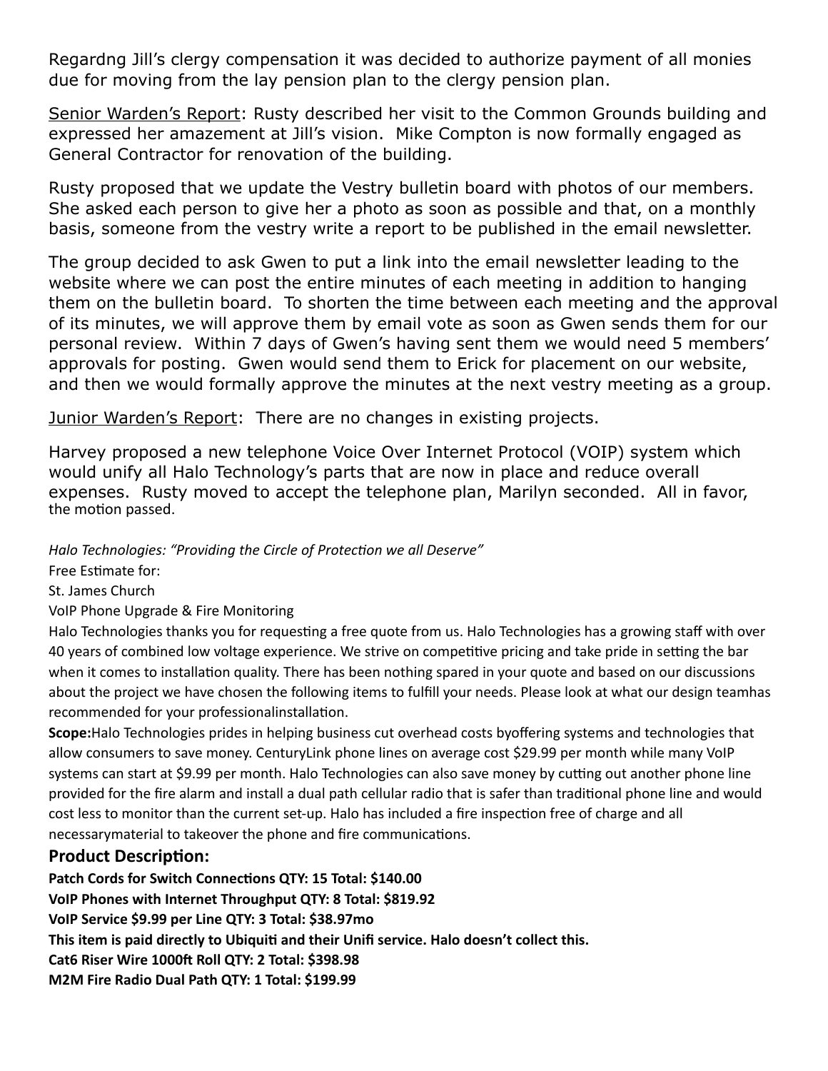Regardng Jill's clergy compensation it was decided to authorize payment of all monies due for moving from the lay pension plan to the clergy pension plan.

Senior Warden's Report: Rusty described her visit to the Common Grounds building and expressed her amazement at Jill's vision. Mike Compton is now formally engaged as General Contractor for renovation of the building.

Rusty proposed that we update the Vestry bulletin board with photos of our members. She asked each person to give her a photo as soon as possible and that, on a monthly basis, someone from the vestry write a report to be published in the email newsletter.

The group decided to ask Gwen to put a link into the email newsletter leading to the website where we can post the entire minutes of each meeting in addition to hanging them on the bulletin board. To shorten the time between each meeting and the approval of its minutes, we will approve them by email vote as soon as Gwen sends them for our personal review. Within 7 days of Gwen's having sent them we would need 5 members' approvals for posting. Gwen would send them to Erick for placement on our website, and then we would formally approve the minutes at the next vestry meeting as a group.

Junior Warden's Report: There are no changes in existing projects.

Harvey proposed a new telephone Voice Over Internet Protocol (VOIP) system which would unify all Halo Technology's parts that are now in place and reduce overall expenses. Rusty moved to accept the telephone plan, Marilyn seconded. All in favor, the motion passed.

*Halo Technologies: "Providing the Circle of Protection we all Deserve"*

Free Estimate for:

St. James Church

VoIP Phone Upgrade & Fire Monitoring

Halo Technologies thanks you for requesting a free quote from us. Halo Technologies has a growing staff with over 40 years of combined low voltage experience. We strive on competitive pricing and take pride in setting the bar when it comes to installation quality. There has been nothing spared in your quote and based on our discussions about the project we have chosen the following items to fulfill your needs. Please look at what our design teamhas recommended for your professionalinstallation.

**Scope:**Halo Technologies prides in helping business cut overhead costs byoffering systems and technologies that allow consumers to save money. CenturyLink phone lines on average cost $29.99 per month while many VoIP systems can start at $9.99 per month. Halo Technologies can also save money by cutting out another phone line provided for the fire alarm and install a dual path cellular radio that is safer than traditional phone line and would cost less to monitor than the current set-up. Halo has included a fire inspection free of charge and all necessarymaterial to takeover the phone and fire communications.

## Product Description:

**Patch Cords for Switch Connections QTY: 15 Total: $140.00**

**VoIP Phones with Internet Throughput QTY: 8 Total: $819.92**

**VoIP Service $9.99 per Line QTY: 3 Total: $38.97mo**

**This item is paid directly to Ubiquiti and their Unifi service. Halo doesn't collect this.**

**Cat6 Riser Wire 1000ft Roll QTY: 2 Total: $398.98**

**M2M Fire Radio Dual Path QTY: 1 Total: $199.99**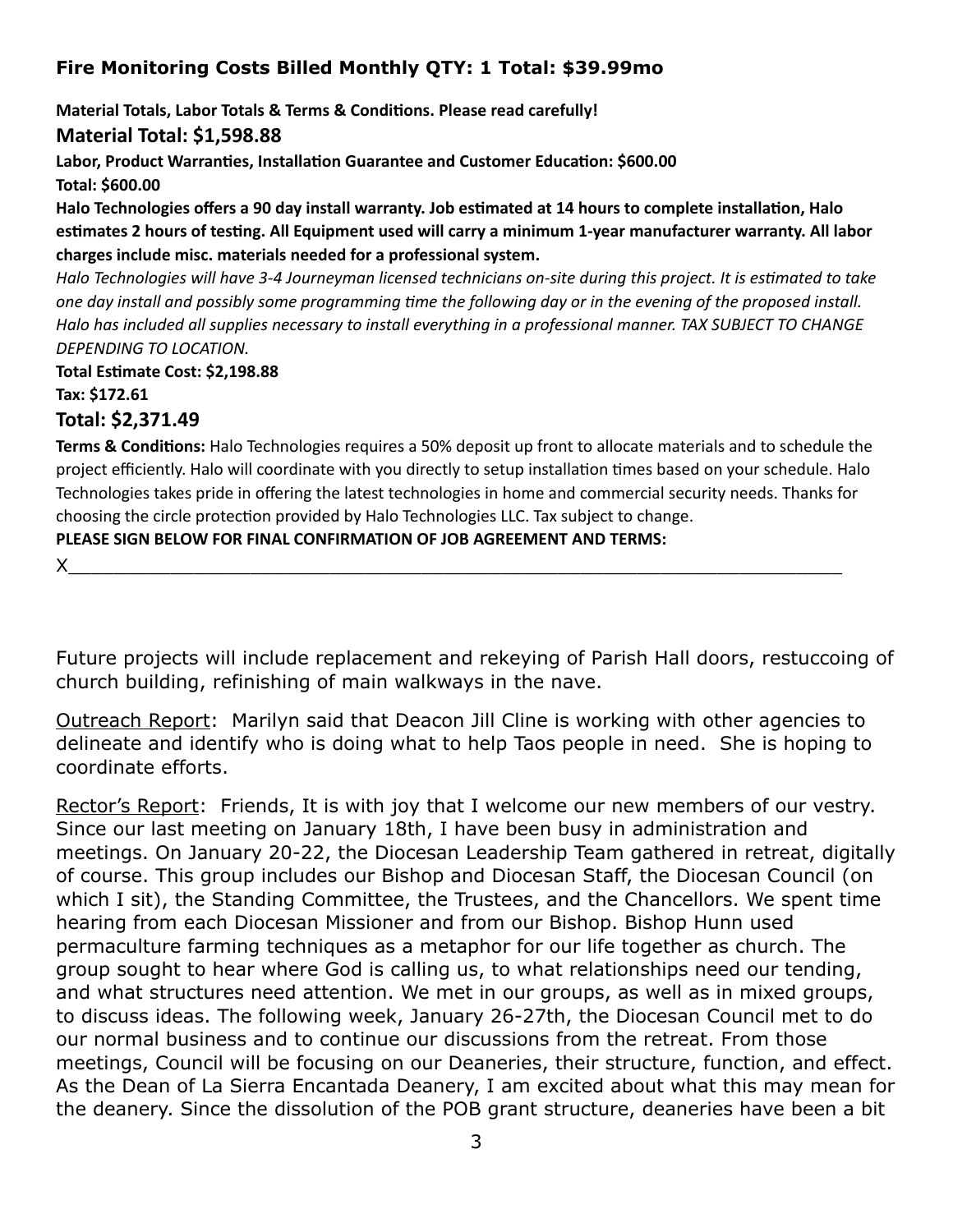### **Fire Monitoring Costs Billed Monthly QTY: 1 Total: $39.99mo**

**Material Totals, Labor Totals & Terms & Conditions. Please read carefully!**

**Material Total: $1,598.88**

**Labor, Product Warranties, Installation Guarantee and Customer Education: $600.00**

**Total: $600.00**

**Halo Technologies offers a 90 day install warranty. Job estimated at 14 hours to complete installation, Halo estimates 2 hours of testing. All Equipment used will carry a minimum 1-year manufacturer warranty. All labor charges include misc. materials needed for a professional system.**

*Halo Technologies will have 3-4 Journeyman licensed technicians on-site during this project. It is estimated to take one day install and possibly some programming time the following day or in the evening of the proposed install. Halo has included all supplies necessary to install everything in a professional manner. TAX SUBJECT TO CHANGE DEPENDING TO LOCATION.*

**Total Estimate Cost: $2,198.88**

**Tax: $172.61**

**Total: $2,371.49**

**Terms & Conditions:** Halo Technologies requires a 50% deposit up front to allocate materials and to schedule the project efficiently. Halo will coordinate with you directly to setup installation times based on your schedule. Halo Technologies takes pride in offering the latest technologies in home and commercial security needs. Thanks for choosing the circle protection provided by Halo Technologies LLC. Tax subject to change.

**PLEASE SIGN BELOW FOR FINAL CONFIRMATION OF JOB AGREEMENT AND TERMS:**

X______________________________________________________________________

Future projects will include replacement and rekeying of Parish Hall doors, restuccoing of church building, refinishing of main walkways in the nave.

Outreach Report: Marilyn said that Deacon Jill Cline is working with other agencies to delineate and identify who is doing what to help Taos people in need. She is hoping to coordinate efforts.

Rector's Report: Friends, It is with joy that I welcome our new members of our vestry. Since our last meeting on January 18th, I have been busy in administration and meetings. On January 20-22, the Diocesan Leadership Team gathered in retreat, digitally of course. This group includes our Bishop and Diocesan Staff, the Diocesan Council (on which I sit), the Standing Committee, the Trustees, and the Chancellors. We spent time hearing from each Diocesan Missioner and from our Bishop. Bishop Hunn used permaculture farming techniques as a metaphor for our life together as church. The group sought to hear where God is calling us, to what relationships need our tending, and what structures need attention. We met in our groups, as well as in mixed groups, to discuss ideas. The following week, January 26-27th, the Diocesan Council met to do our normal business and to continue our discussions from the retreat. From those meetings, Council will be focusing on our Deaneries, their structure, function, and effect. As the Dean of La Sierra Encantada Deanery, I am excited about what this may mean for the deanery. Since the dissolution of the POB grant structure, deaneries have been a bit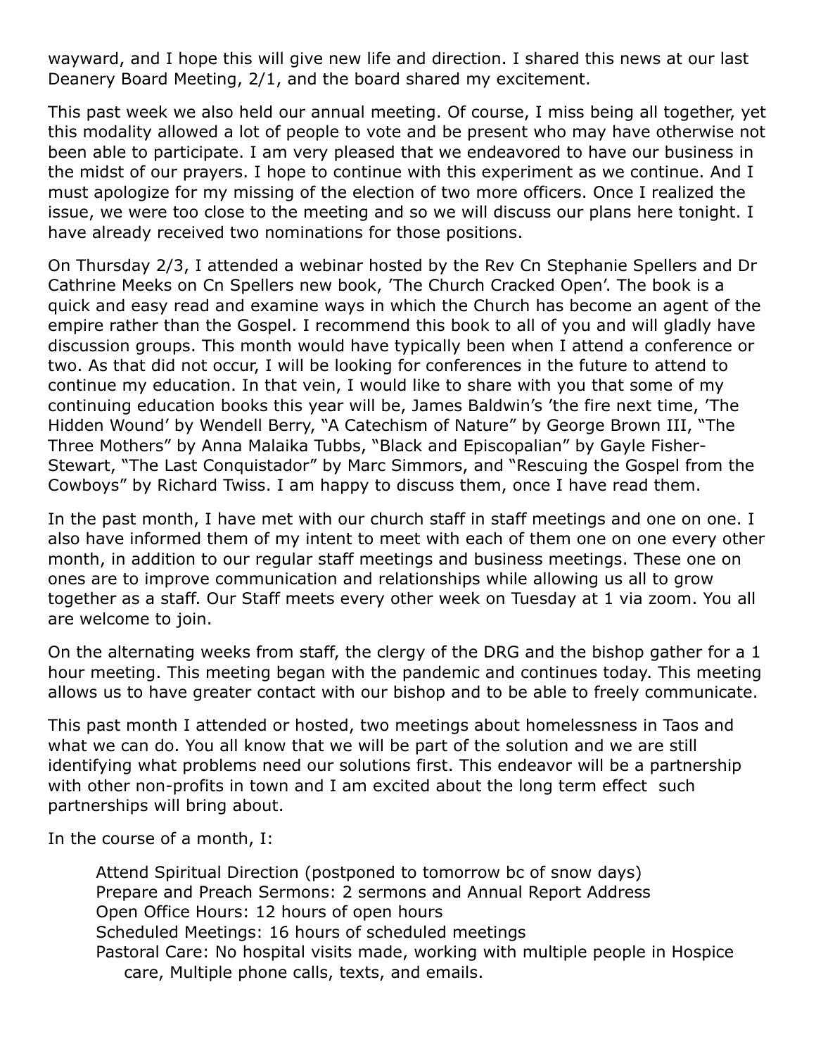wayward, and I hope this will give new life and direction. I shared this news at our last Deanery Board Meeting, 2/1, and the board shared my excitement.

This past week we also held our annual meeting. Of course, I miss being all together, yet this modality allowed a lot of people to vote and be present who may have otherwise not been able to participate. I am very pleased that we endeavored to have our business in the midst of our prayers. I hope to continue with this experiment as we continue. And I must apologize for my missing of the election of two more officers. Once I realized the issue, we were too close to the meeting and so we will discuss our plans here tonight. I have already received two nominations for those positions.

On Thursday 2/3, I attended a webinar hosted by the Rev Cn Stephanie Spellers and Dr Cathrine Meeks on Cn Spellers new book, 'The Church Cracked Open'. The book is a quick and easy read and examine ways in which the Church has become an agent of the empire rather than the Gospel. I recommend this book to all of you and will gladly have discussion groups. This month would have typically been when I attend a conference or two. As that did not occur, I will be looking for conferences in the future to attend to continue my education. In that vein, I would like to share with you that some of my continuing education books this year will be, James Baldwin's 'the fire next time, 'The Hidden Wound' by Wendell Berry, "A Catechism of Nature" by George Brown III, "The Three Mothers" by Anna Malaika Tubbs, "Black and Episcopalian" by Gayle Fisher-Stewart, "The Last Conquistador" by Marc Simmors, and "Rescuing the Gospel from the Cowboys" by Richard Twiss. I am happy to discuss them, once I have read them.

In the past month, I have met with our church staff in staff meetings and one on one. I also have informed them of my intent to meet with each of them one on one every other month, in addition to our regular staff meetings and business meetings. These one on ones are to improve communication and relationships while allowing us all to grow together as a staff. Our Staff meets every other week on Tuesday at 1 via zoom. You all are welcome to join.

On the alternating weeks from staff, the clergy of the DRG and the bishop gather for a 1 hour meeting. This meeting began with the pandemic and continues today. This meeting allows us to have greater contact with our bishop and to be able to freely communicate.

This past month I attended or hosted, two meetings about homelessness in Taos and what we can do. You all know that we will be part of the solution and we are still identifying what problems need our solutions first. This endeavor will be a partnership with other non-profits in town and I am excited about the long term effect such partnerships will bring about.

In the course of a month, I:

Attend Spiritual Direction (postponed to tomorrow bc of snow days)
Prepare and Preach Sermons: 2 sermons and Annual Report Address
Open Office Hours: 12 hours of open hours
Scheduled Meetings: 16 hours of scheduled meetings
Pastoral Care: No hospital visits made, working with multiple people in Hospice care, Multiple phone calls, texts, and emails.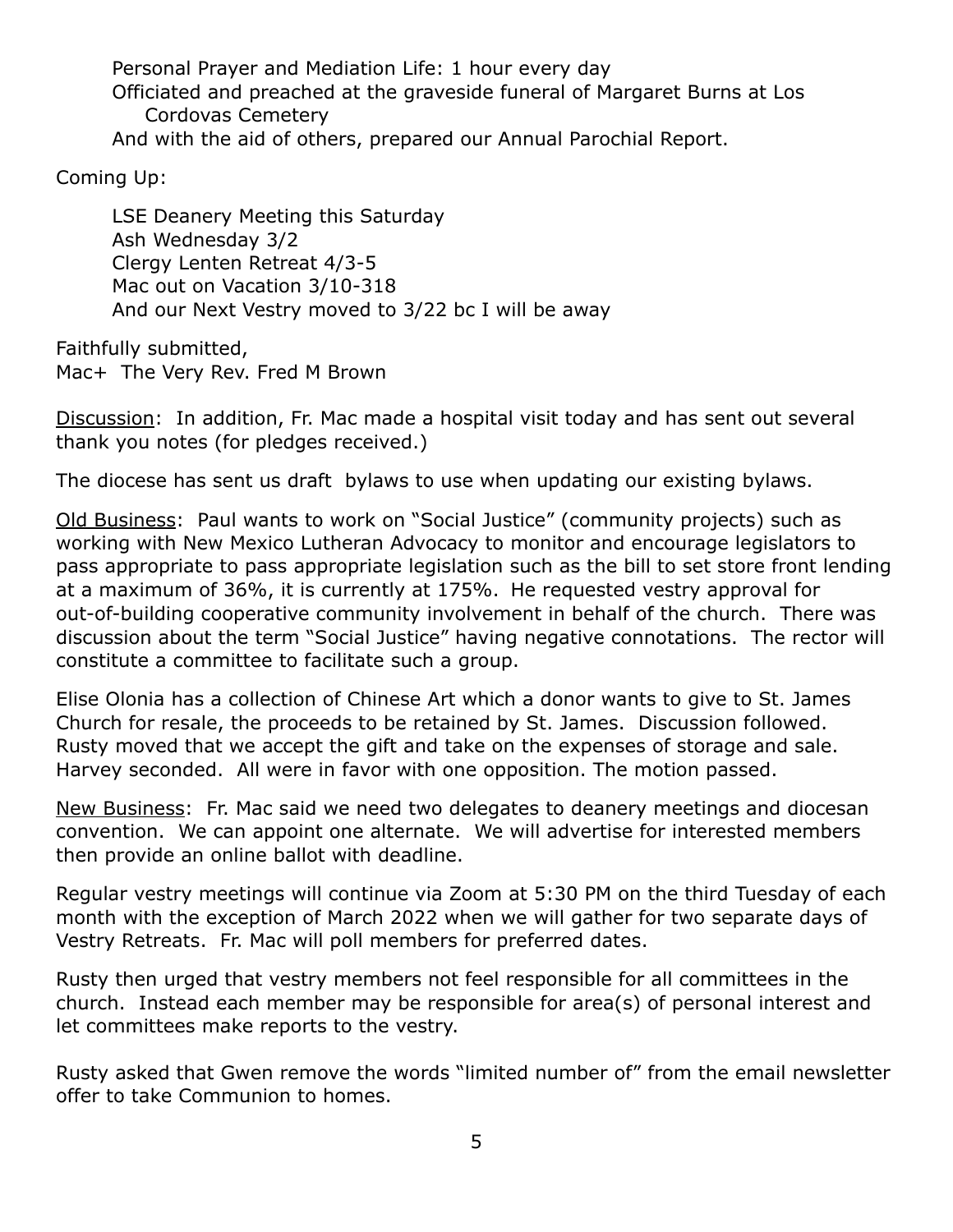Personal Prayer and Mediation Life: 1 hour every day
Officiated and preached at the graveside funeral of Margaret Burns at Los Cordovas Cemetery
And with the aid of others, prepared our Annual Parochial Report.

Coming Up:

LSE Deanery Meeting this Saturday
Ash Wednesday 3/2
Clergy Lenten Retreat 4/3-5
Mac out on Vacation 3/10-318
And our Next Vestry moved to 3/22 bc I will be away

Faithfully submitted,
Mac+ The Very Rev. Fred M Brown

<u>Discussion</u>: In addition, Fr. Mac made a hospital visit today and has sent out several thank you notes (for pledges received.)

The diocese has sent us draft bylaws to use when updating our existing bylaws.

<u>Old Business</u>: Paul wants to work on "Social Justice" (community projects) such as working with New Mexico Lutheran Advocacy to monitor and encourage legislators to pass appropriate to pass appropriate legislation such as the bill to set store front lending at a maximum of 36%, it is currently at 175%. He requested vestry approval for out-of-building cooperative community involvement in behalf of the church. There was discussion about the term "Social Justice" having negative connotations. The rector will constitute a committee to facilitate such a group.

Elise Olonia has a collection of Chinese Art which a donor wants to give to St. James Church for resale, the proceeds to be retained by St. James. Discussion followed. Rusty moved that we accept the gift and take on the expenses of storage and sale. Harvey seconded. All were in favor with one opposition. The motion passed.

<u>New Business</u>: Fr. Mac said we need two delegates to deanery meetings and diocesan convention. We can appoint one alternate. We will advertise for interested members then provide an online ballot with deadline.

Regular vestry meetings will continue via Zoom at 5:30 PM on the third Tuesday of each month with the exception of March 2022 when we will gather for two separate days of Vestry Retreats. Fr. Mac will poll members for preferred dates.

Rusty then urged that vestry members not feel responsible for all committees in the church. Instead each member may be responsible for area(s) of personal interest and let committees make reports to the vestry.

Rusty asked that Gwen remove the words "limited number of" from the email newsletter offer to take Communion to homes.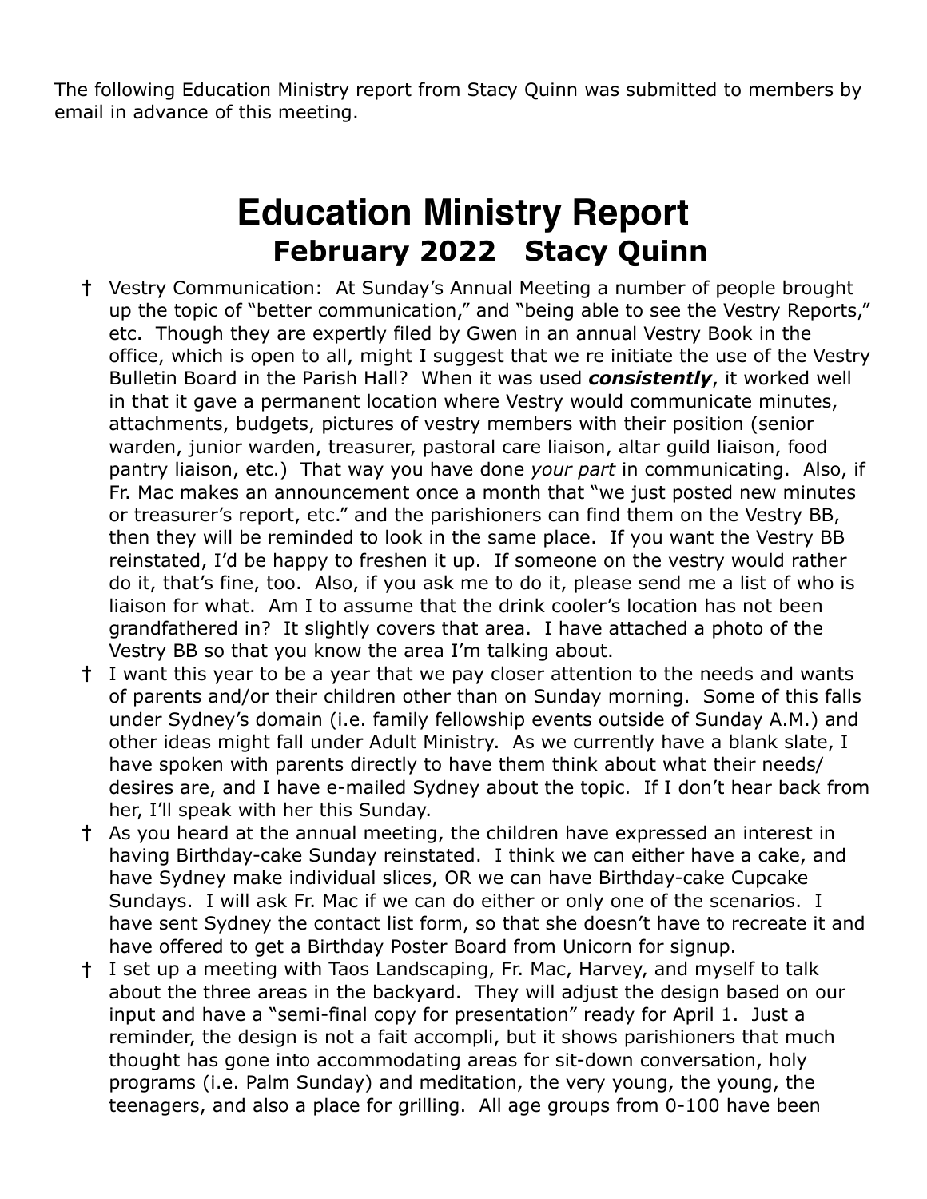The following Education Ministry report from Stacy Quinn was submitted to members by email in advance of this meeting.

# Education Ministry Report

## February 2022 Stacy Quinn

- † Vestry Communication: At Sunday's Annual Meeting a number of people brought up the topic of "better communication," and "being able to see the Vestry Reports," etc. Though they are expertly filed by Gwen in an annual Vestry Book in the office, which is open to all, might I suggest that we re initiate the use of the Vestry Bulletin Board in the Parish Hall? When it was used ***consistently***, it worked well in that it gave a permanent location where Vestry would communicate minutes, attachments, budgets, pictures of vestry members with their position (senior warden, junior warden, treasurer, pastoral care liaison, altar guild liaison, food pantry liaison, etc.) That way you have done *your part* in communicating. Also, if Fr. Mac makes an announcement once a month that "we just posted new minutes or treasurer's report, etc." and the parishioners can find them on the Vestry BB, then they will be reminded to look in the same place. If you want the Vestry BB reinstated, I'd be happy to freshen it up. If someone on the vestry would rather do it, that's fine, too. Also, if you ask me to do it, please send me a list of who is liaison for what. Am I to assume that the drink cooler's location has not been grandfathered in? It slightly covers that area. I have attached a photo of the Vestry BB so that you know the area I'm talking about.
- † I want this year to be a year that we pay closer attention to the needs and wants of parents and/or their children other than on Sunday morning. Some of this falls under Sydney's domain (i.e. family fellowship events outside of Sunday A.M.) and other ideas might fall under Adult Ministry. As we currently have a blank slate, I have spoken with parents directly to have them think about what their needs/ desires are, and I have e-mailed Sydney about the topic. If I don't hear back from her, I'll speak with her this Sunday.
- † As you heard at the annual meeting, the children have expressed an interest in having Birthday-cake Sunday reinstated. I think we can either have a cake, and have Sydney make individual slices, OR we can have Birthday-cake Cupcake Sundays. I will ask Fr. Mac if we can do either or only one of the scenarios. I have sent Sydney the contact list form, so that she doesn't have to recreate it and have offered to get a Birthday Poster Board from Unicorn for signup.
- † I set up a meeting with Taos Landscaping, Fr. Mac, Harvey, and myself to talk about the three areas in the backyard. They will adjust the design based on our input and have a "semi-final copy for presentation" ready for April 1. Just a reminder, the design is not a fait accompli, but it shows parishioners that much thought has gone into accommodating areas for sit-down conversation, holy programs (i.e. Palm Sunday) and meditation, the very young, the young, the teenagers, and also a place for grilling. All age groups from 0-100 have been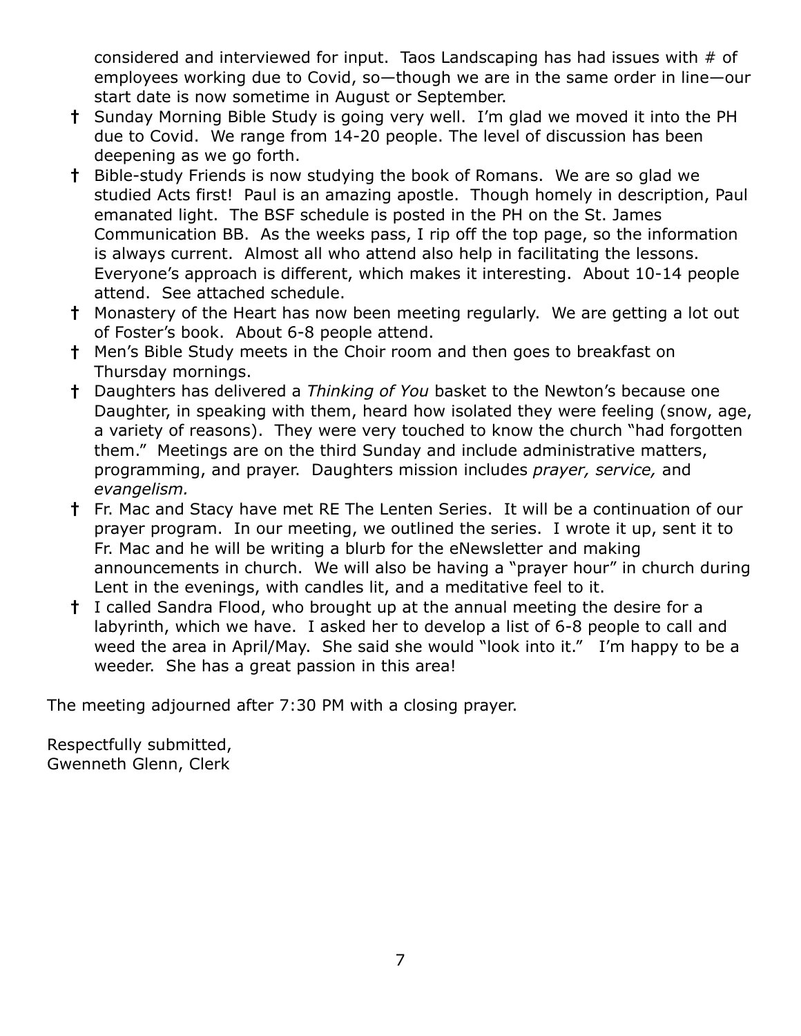considered and interviewed for input. Taos Landscaping has had issues with # of employees working due to Covid, so—though we are in the same order in line—our start date is now sometime in August or September.

- † Sunday Morning Bible Study is going very well. I'm glad we moved it into the PH due to Covid. We range from 14-20 people. The level of discussion has been deepening as we go forth.
- † Bible-study Friends is now studying the book of Romans. We are so glad we studied Acts first! Paul is an amazing apostle. Though homely in description, Paul emanated light. The BSF schedule is posted in the PH on the St. James Communication BB. As the weeks pass, I rip off the top page, so the information is always current. Almost all who attend also help in facilitating the lessons. Everyone's approach is different, which makes it interesting. About 10-14 people attend. See attached schedule.
- † Monastery of the Heart has now been meeting regularly. We are getting a lot out of Foster's book. About 6-8 people attend.
- † Men's Bible Study meets in the Choir room and then goes to breakfast on Thursday mornings.
- † Daughters has delivered a *Thinking of You* basket to the Newton's because one Daughter, in speaking with them, heard how isolated they were feeling (snow, age, a variety of reasons). They were very touched to know the church "had forgotten them." Meetings are on the third Sunday and include administrative matters, programming, and prayer. Daughters mission includes *prayer, service,* and *evangelism.*
- † Fr. Mac and Stacy have met RE The Lenten Series. It will be a continuation of our prayer program. In our meeting, we outlined the series. I wrote it up, sent it to Fr. Mac and he will be writing a blurb for the eNewsletter and making announcements in church. We will also be having a "prayer hour" in church during Lent in the evenings, with candles lit, and a meditative feel to it.
- † I called Sandra Flood, who brought up at the annual meeting the desire for a labyrinth, which we have. I asked her to develop a list of 6-8 people to call and weed the area in April/May. She said she would "look into it." I'm happy to be a weeder. She has a great passion in this area!

The meeting adjourned after 7:30 PM with a closing prayer.

Respectfully submitted,  
Gwenneth Glenn, Clerk